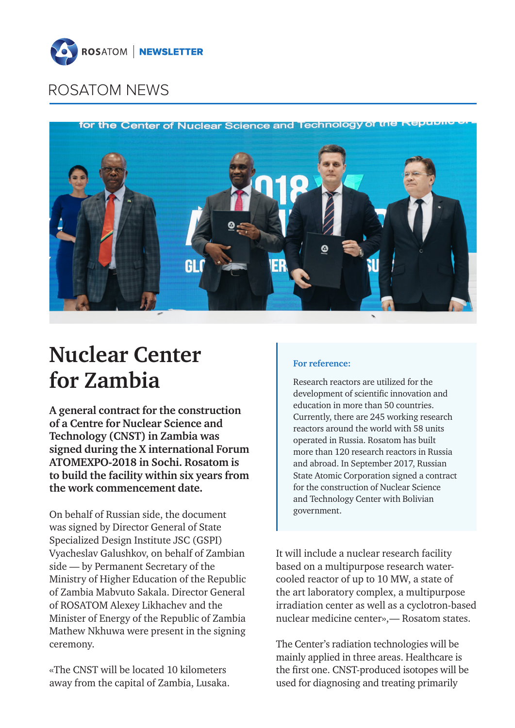# ROSATOM NEWS

# Nuclear Center for Zambia

**A general contract for the construction of a Centre for Nuclear Science and Technology (CNST) in Zambia was signed during the X international Forum ATOMEXPO-2018 in Sochi. Rosatom is to build the facility within six years from the work commencement date.**

On behalf of Russian side, the document was signed by Director General of State Specialized Design Institute JSC (GSPI) Vyacheslav Galushkov, on behalf of Zambian side — by Permanent Secretary of the Ministry of Higher Education of the Republic of Zambia Mabvuto Sakala. Director General of ROSATOM Alexey Likhachev and the Minister of Energy of the Republic of Zambia Mathew Nkhuwa were present in the signing ceremony.

«The CNST will be located 10 kilometers away from the capital of Zambia, Lusaka. It will include a nuclear research facility based on a multipurpose research water-cooled reactor of up to 10 MW, a state of the art laboratory complex, a multipurpose irradiation center as well as a cyclotron-based nuclear medicine center»,— Rosatom states.

> **For reference:**
>
> Research reactors are utilized for the development of scientific innovation and education in more than 50 countries. Currently, there are 245 working research reactors around the world with 58 units operated in Russia. Rosatom has built more than 120 research reactors in Russia and abroad. In September 2017, Russian State Atomic Corporation signed a contract for the construction of Nuclear Science and Technology Center with Bolivian government.

The Center's radiation technologies will be mainly applied in three areas. Healthcare is the first one. CNST-produced isotopes will be used for diagnosing and treating primarily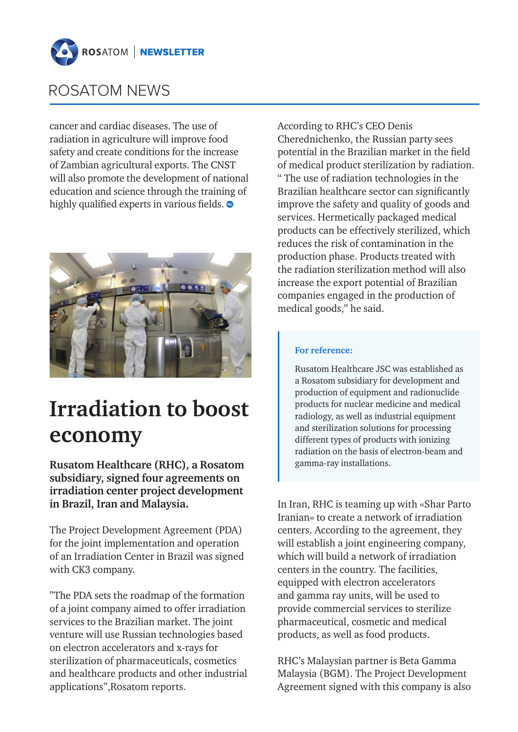cancer and cardiac diseases. The use of radiation in agriculture will improve food safety and create conditions for the increase of Zambian agricultural exports. The CNST will also promote the development of national education and science through the training of highly qualified experts in various fields.

# Irradiation to boost economy

**Rusatom Healthcare (RHC), a Rosatom subsidiary, signed four agreements on irradiation center project development in Brazil, Iran and Malaysia.**

The Project Development Agreement (PDA) for the joint implementation and operation of an Irradiation Center in Brazil was signed with CK3 company.

”The PDA sets the roadmap of the formation of a joint company aimed to offer irradiation services to the Brazilian market. The joint venture will use Russian technologies based on electron accelerators and x-rays for sterilization of pharmaceuticals, cosmetics and healthcare products and other industrial applications”,Rosatom reports.

According to RHC's CEO Denis Cherednichenko, the Russian party sees potential in the Brazilian market in the field of medical product sterilization by radiation. “ The use of radiation technologies in the Brazilian healthcare sector can significantly improve the safety and quality of goods and services. Hermetically packaged medical products can be effectively sterilized, which reduces the risk of contamination in the production phase. Products treated with the radiation sterilization method will also increase the export potential of Brazilian companies engaged in the production of medical goods,” he said.

> **For reference:**
>
> Rusatom Healthcare JSC was established as a Rosatom subsidiary for development and production of equipment and radionuclide products for nuclear medicine and medical radiology, as well as industrial equipment and sterilization solutions for processing different types of products with ionizing radiation on the basis of electron-beam and gamma-ray installations.

In Iran, RHC is teaming up with «Shar Parto Iranian» to create a network of irradiation centers. According to the agreement, they will establish a joint engineering company, which will build a network of irradiation centers in the country. The facilities, equipped with electron accelerators and gamma ray units, will be used to provide commercial services to sterilize pharmaceutical, cosmetic and medical products, as well as food products.

RHC's Malaysian partner is Beta Gamma Malaysia (BGM). The Project Development Agreement signed with this company is also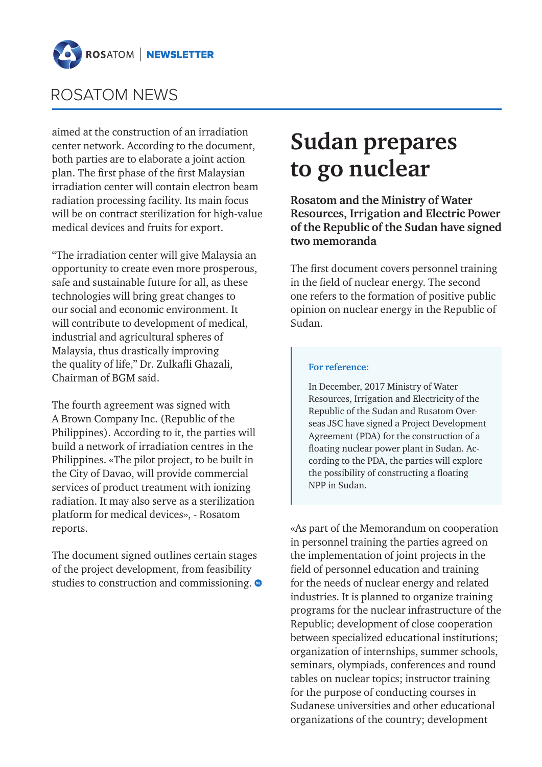aimed at the construction of an irradiation center network. According to the document, both parties are to elaborate a joint action plan. The first phase of the first Malaysian irradiation center will contain electron beam radiation processing facility. Its main focus will be on contract sterilization for high-value medical devices and fruits for export.

"The irradiation center will give Malaysia an opportunity to create even more prosperous, safe and sustainable future for all, as these technologies will bring great changes to our social and economic environment. It will contribute to development of medical, industrial and agricultural spheres of Malaysia, thus drastically improving the quality of life," Dr. Zulkafli Ghazali, Chairman of BGM said.

The fourth agreement was signed with A Brown Company Inc. (Republic of the Philippines). According to it, the parties will build a network of irradiation centres in the Philippines. «The pilot project, to be built in the City of Davao, will provide commercial services of product treatment with ionizing radiation. It may also serve as a sterilization platform for medical devices», - Rosatom reports.

The document signed outlines certain stages of the project development, from feasibility studies to construction and commissioning.

# Sudan prepares to go nuclear

**Rosatom and the Ministry of Water Resources, Irrigation and Electric Power of the Republic of the Sudan have signed two memoranda**

The first document covers personnel training in the field of nuclear energy. The second one refers to the formation of positive public opinion on nuclear energy in the Republic of Sudan.

> **For reference:**
>
> In December, 2017 Ministry of Water Resources, Irrigation and Electricity of the Republic of the Sudan and Rusatom Overseas JSC have signed a Project Development Agreement (PDA) for the construction of a floating nuclear power plant in Sudan. According to the PDA, the parties will explore the possibility of constructing a floating NPP in Sudan.

«As part of the Memorandum on cooperation in personnel training the parties agreed on the implementation of joint projects in the field of personnel education and training for the needs of nuclear energy and related industries. It is planned to organize training programs for the nuclear infrastructure of the Republic; development of close cooperation between specialized educational institutions; organization of internships, summer schools, seminars, olympiads, conferences and round tables on nuclear topics; instructor training for the purpose of conducting courses in Sudanese universities and other educational organizations of the country; development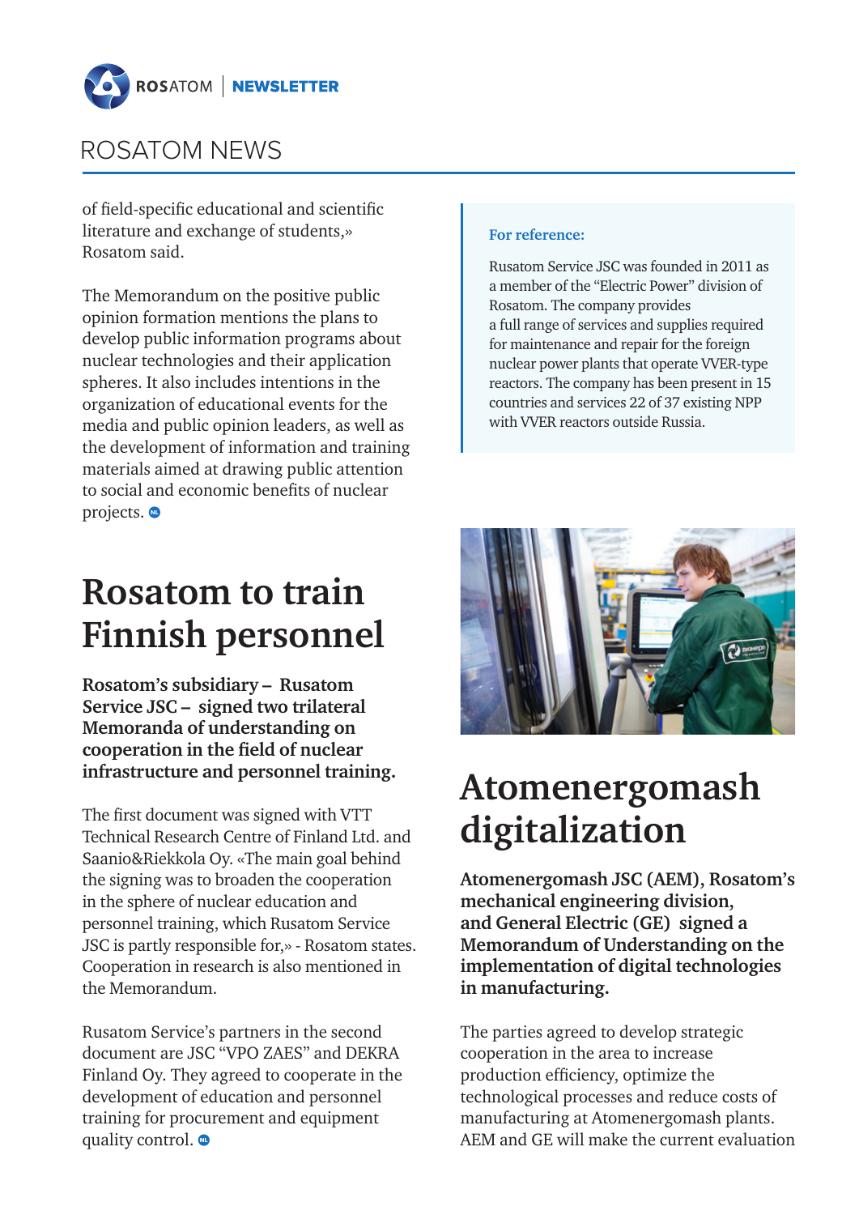of field-specific educational and scientific literature and exchange of students,» Rosatom said.

The Memorandum on the positive public opinion formation mentions the plans to develop public information programs about nuclear technologies and their application spheres. It also includes intentions in the organization of educational events for the media and public opinion leaders, as well as the development of information and training materials aimed at drawing public attention to social and economic benefits of nuclear projects.

**For reference:**

Rusatom Service JSC was founded in 2011 as a member of the "Electric Power" division of Rosatom. The company provides a full range of services and supplies required for maintenance and repair for the foreign nuclear power plants that operate VVER-type reactors. The company has been present in 15 countries and services 22 of 37 existing NPP with VVER reactors outside Russia.

# Rosatom to train Finnish personnel

**Rosatom's subsidiary – Rusatom Service JSC – signed two trilateral Memoranda of understanding on cooperation in the field of nuclear infrastructure and personnel training.**

The first document was signed with VTT Technical Research Centre of Finland Ltd. and Saanio&Riekkola Oy. «The main goal behind the signing was to broaden the cooperation in the sphere of nuclear education and personnel training, which Rusatom Service JSC is partly responsible for,» - Rosatom states. Cooperation in research is also mentioned in the Memorandum.

Rusatom Service's partners in the second document are JSC "VPO ZAES" and DEKRA Finland Oy. They agreed to cooperate in the development of education and personnel training for procurement and equipment quality control.

# Atomenergomash digitalization

**Atomenergomash JSC (AEM), Rosatom's mechanical engineering division, and General Electric (GE) signed a Memorandum of Understanding on the implementation of digital technologies in manufacturing.**

The parties agreed to develop strategic cooperation in the area to increase production efficiency, optimize the technological processes and reduce costs of manufacturing at Atomenergomash plants. AEM and GE will make the current evaluation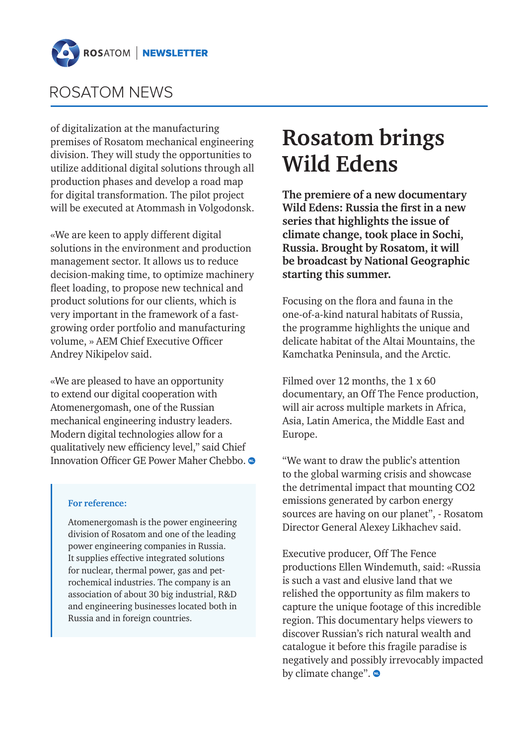of digitalization at the manufacturing premises of Rosatom mechanical engineering division. They will study the opportunities to utilize additional digital solutions through all production phases and develop a road map for digital transformation. The pilot project will be executed at Atommash in Volgodonsk.

«We are keen to apply different digital solutions in the environment and production management sector. It allows us to reduce decision-making time, to optimize machinery fleet loading, to propose new technical and product solutions for our clients, which is very important in the framework of a fast-growing order portfolio and manufacturing volume, » AEM Chief Executive Officer Andrey Nikipelov said.

«We are pleased to have an opportunity to extend our digital cooperation with Atomenergomash, one of the Russian mechanical engineering industry leaders. Modern digital technologies allow for a qualitatively new efficiency level," said Chief Innovation Officer GE Power Maher Chebbo.

> **For reference:**
>
> Atomenergomash is the power engineering division of Rosatom and one of the leading power engineering companies in Russia. It supplies effective integrated solutions for nuclear, thermal power, gas and petrochemical industries. The company is an association of about 30 big industrial, R&D and engineering businesses located both in Russia and in foreign countries.

# Rosatom brings Wild Edens

**The premiere of a new documentary Wild Edens: Russia the first in a new series that highlights the issue of climate change, took place in Sochi, Russia. Brought by Rosatom, it will be broadcast by National Geographic starting this summer.**

Focusing on the flora and fauna in the one-of-a-kind natural habitats of Russia, the programme highlights the unique and delicate habitat of the Altai Mountains, the Kamchatka Peninsula, and the Arctic.

Filmed over 12 months, the 1 x 60 documentary, an Off The Fence production, will air across multiple markets in Africa, Asia, Latin America, the Middle East and Europe.

"We want to draw the public's attention to the global warming crisis and showcase the detrimental impact that mounting CO2 emissions generated by carbon energy sources are having on our planet", - Rosatom Director General Alexey Likhachev said.

Executive producer, Off The Fence productions Ellen Windemuth, said: «Russia is such a vast and elusive land that we relished the opportunity as film makers to capture the unique footage of this incredible region. This documentary helps viewers to discover Russian's rich natural wealth and catalogue it before this fragile paradise is negatively and possibly irrevocably impacted by climate change".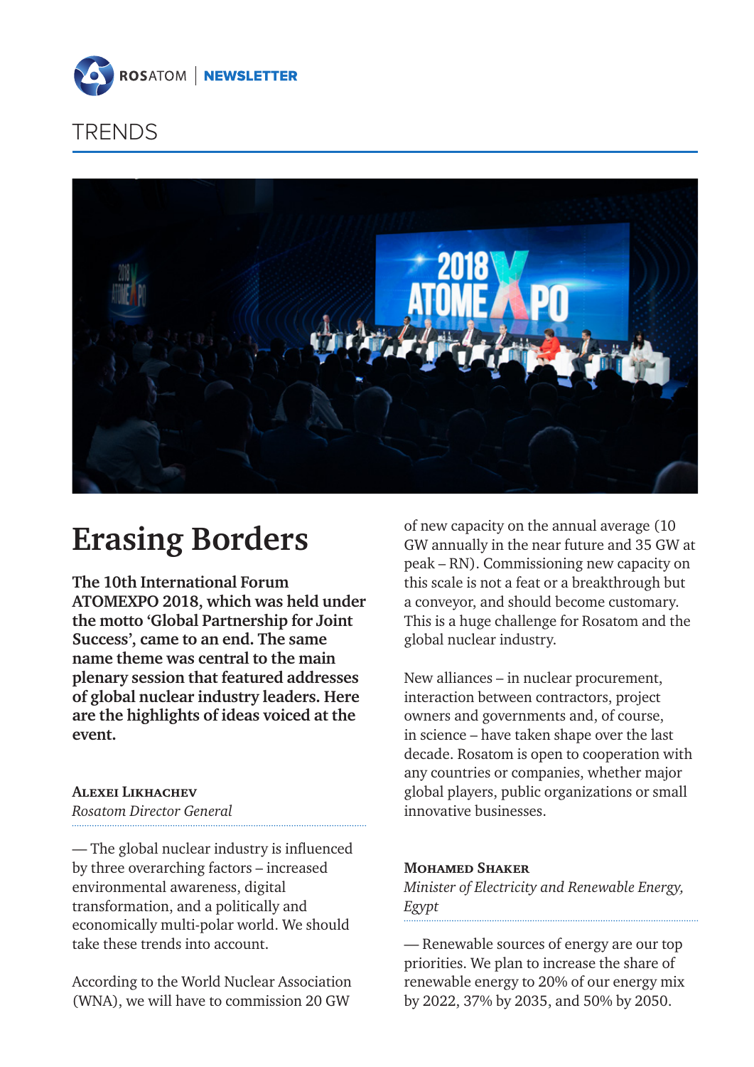# TRENDS

# Erasing Borders

**The 10th International Forum ATOMEXPO 2018, which was held under the motto 'Global Partnership for Joint Success', came to an end. The same name theme was central to the main plenary session that featured addresses of global nuclear industry leaders. Here are the highlights of ideas voiced at the event.**

**Alexei Likhachev**
*Rosatom Director General*

— The global nuclear industry is influenced by three overarching factors – increased environmental awareness, digital transformation, and a politically and economically multi-polar world. We should take these trends into account.

According to the World Nuclear Association (WNA), we will have to commission 20 GW of new capacity on the annual average (10 GW annually in the near future and 35 GW at peak – RN). Commissioning new capacity on this scale is not a feat or a breakthrough but a conveyor, and should become customary. This is a huge challenge for Rosatom and the global nuclear industry.

New alliances – in nuclear procurement, interaction between contractors, project owners and governments and, of course, in science – have taken shape over the last decade. Rosatom is open to cooperation with any countries or companies, whether major global players, public organizations or small innovative businesses.

**Mohamed Shaker**
*Minister of Electricity and Renewable Energy, Egypt*

— Renewable sources of energy are our top priorities. We plan to increase the share of renewable energy to 20% of our energy mix by 2022, 37% by 2035, and 50% by 2050.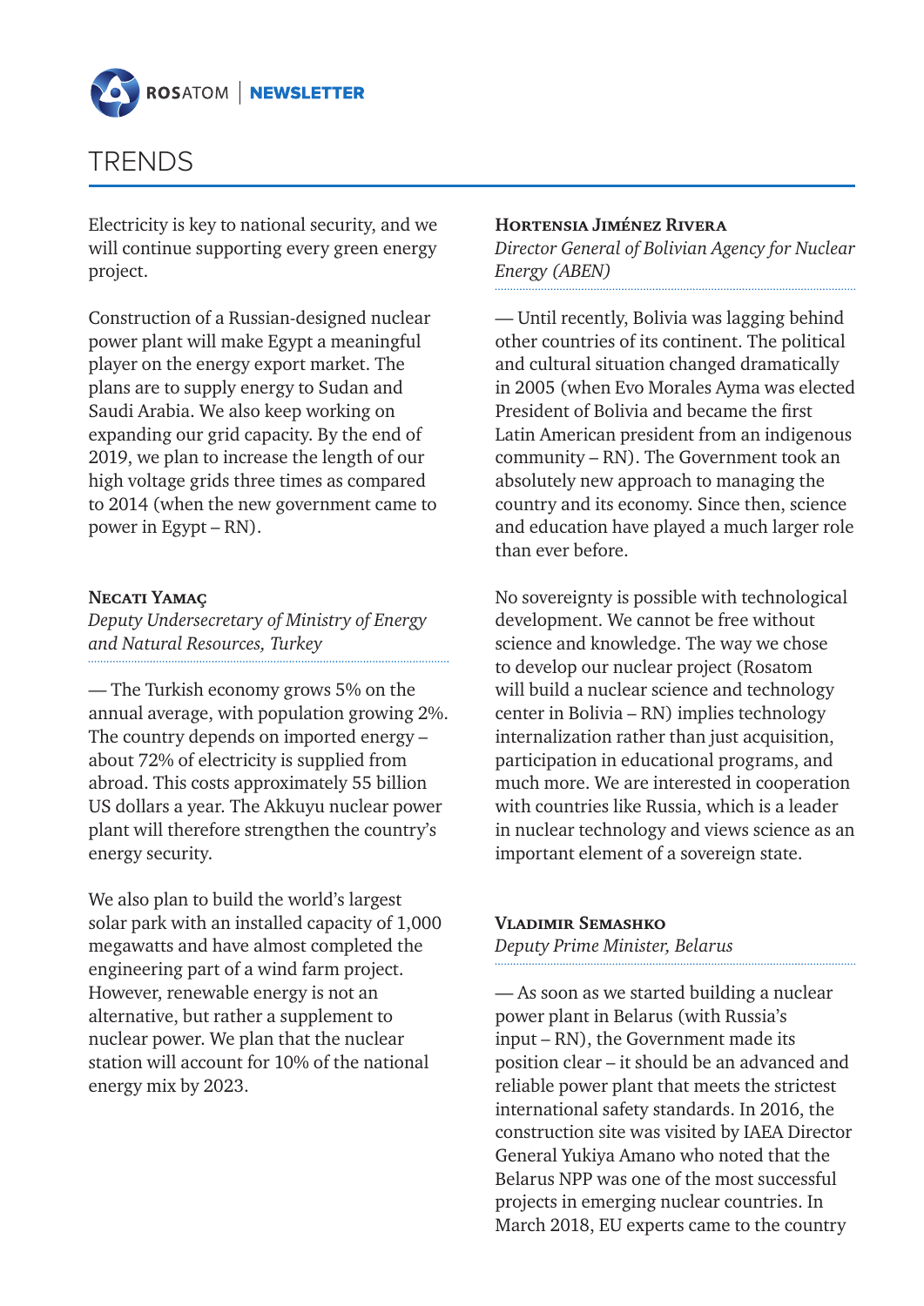# TRENDS

Electricity is key to national security, and we will continue supporting every green energy project.

Construction of a Russian-designed nuclear power plant will make Egypt a meaningful player on the energy export market. The plans are to supply energy to Sudan and Saudi Arabia. We also keep working on expanding our grid capacity. By the end of 2019, we plan to increase the length of our high voltage grids three times as compared to 2014 (when the new government came to power in Egypt – RN).

**Necati Yamaç**
*Deputy Undersecretary of Ministry of Energy and Natural Resources, Turkey*

— The Turkish economy grows 5% on the annual average, with population growing 2%. The country depends on imported energy – about 72% of electricity is supplied from abroad. This costs approximately 55 billion US dollars a year. The Akkuyu nuclear power plant will therefore strengthen the country's energy security.

We also plan to build the world's largest solar park with an installed capacity of 1,000 megawatts and have almost completed the engineering part of a wind farm project. However, renewable energy is not an alternative, but rather a supplement to nuclear power. We plan that the nuclear station will account for 10% of the national energy mix by 2023.

**Hortensia Jiménez Rivera**
*Director General of Bolivian Agency for Nuclear Energy (ABEN)*

— Until recently, Bolivia was lagging behind other countries of its continent. The political and cultural situation changed dramatically in 2005 (when Evo Morales Ayma was elected President of Bolivia and became the first Latin American president from an indigenous community – RN). The Government took an absolutely new approach to managing the country and its economy. Since then, science and education have played a much larger role than ever before.

No sovereignty is possible with technological development. We cannot be free without science and knowledge. The way we chose to develop our nuclear project (Rosatom will build a nuclear science and technology center in Bolivia – RN) implies technology internalization rather than just acquisition, participation in educational programs, and much more. We are interested in cooperation with countries like Russia, which is a leader in nuclear technology and views science as an important element of a sovereign state.

**Vladimir Semashko**
*Deputy Prime Minister, Belarus*

— As soon as we started building a nuclear power plant in Belarus (with Russia's input – RN), the Government made its position clear – it should be an advanced and reliable power plant that meets the strictest international safety standards. In 2016, the construction site was visited by IAEA Director General Yukiya Amano who noted that the Belarus NPP was one of the most successful projects in emerging nuclear countries. In March 2018, EU experts came to the country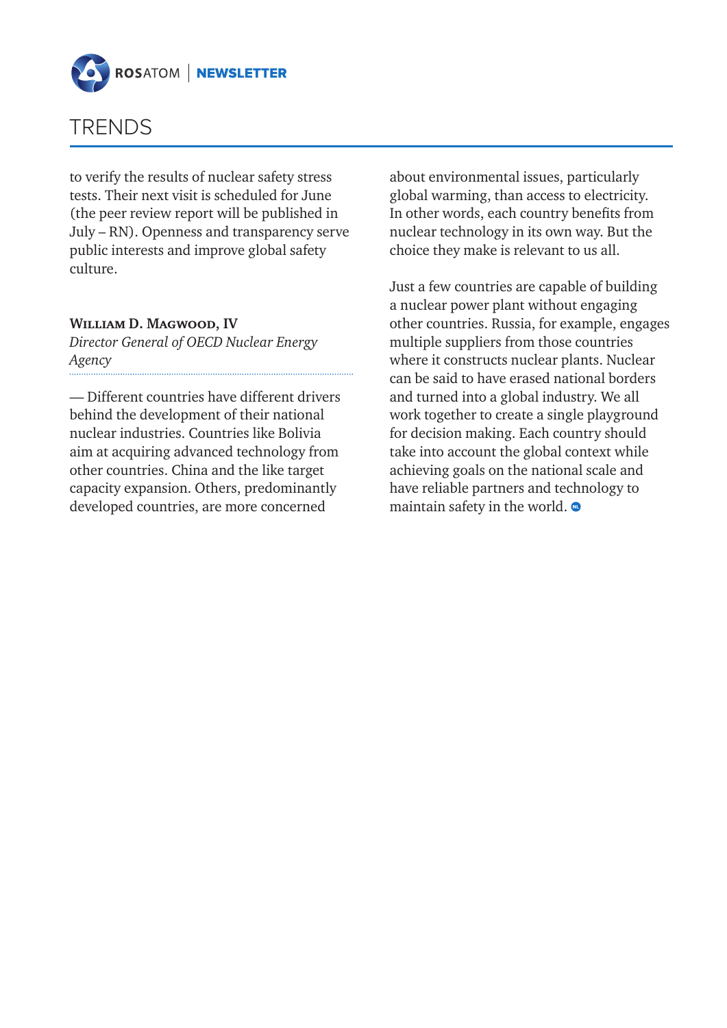# TRENDS

to verify the results of nuclear safety stress tests. Their next visit is scheduled for June (the peer review report will be published in July – RN). Openness and transparency serve public interests and improve global safety culture.

**William D. Magwood, IV**
*Director General of OECD Nuclear Energy Agency*

— Different countries have different drivers behind the development of their national nuclear industries. Countries like Bolivia aim at acquiring advanced technology from other countries. China and the like target capacity expansion. Others, predominantly developed countries, are more concerned about environmental issues, particularly global warming, than access to electricity. In other words, each country benefits from nuclear technology in its own way. But the choice they make is relevant to us all.

Just a few countries are capable of building a nuclear power plant without engaging other countries. Russia, for example, engages multiple suppliers from those countries where it constructs nuclear plants. Nuclear can be said to have erased national borders and turned into a global industry. We all work together to create a single playground for decision making. Each country should take into account the global context while achieving goals on the national scale and have reliable partners and technology to maintain safety in the world.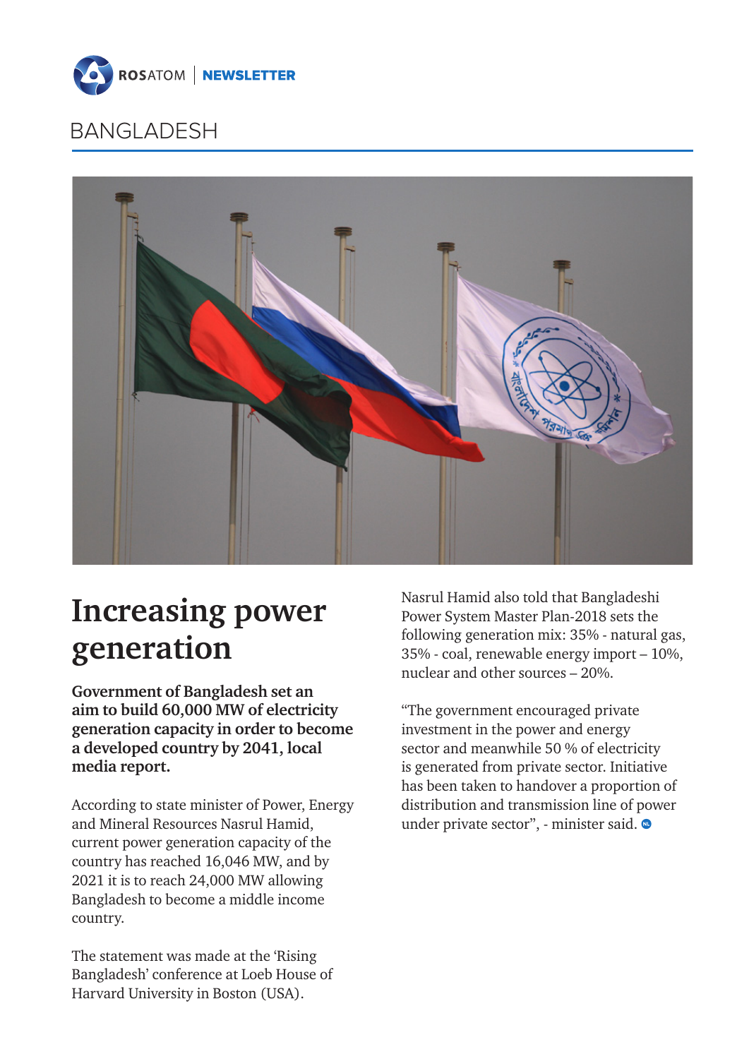# BANGLADESH

## Increasing power generation

**Government of Bangladesh set an aim to build 60,000 MW of electricity generation capacity in order to become a developed country by 2041, local media report.**

According to state minister of Power, Energy and Mineral Resources Nasrul Hamid, current power generation capacity of the country has reached 16,046 MW, and by 2021 it is to reach 24,000 MW allowing Bangladesh to become a middle income country.

The statement was made at the 'Rising Bangladesh' conference at Loeb House of Harvard University in Boston (USA).

Nasrul Hamid also told that Bangladeshi Power System Master Plan-2018 sets the following generation mix: 35% - natural gas, 35% - coal, renewable energy import – 10%, nuclear and other sources – 20%.

"The government encouraged private investment in the power and energy sector and meanwhile 50 % of electricity is generated from private sector. Initiative has been taken to handover a proportion of distribution and transmission line of power under private sector", - minister said.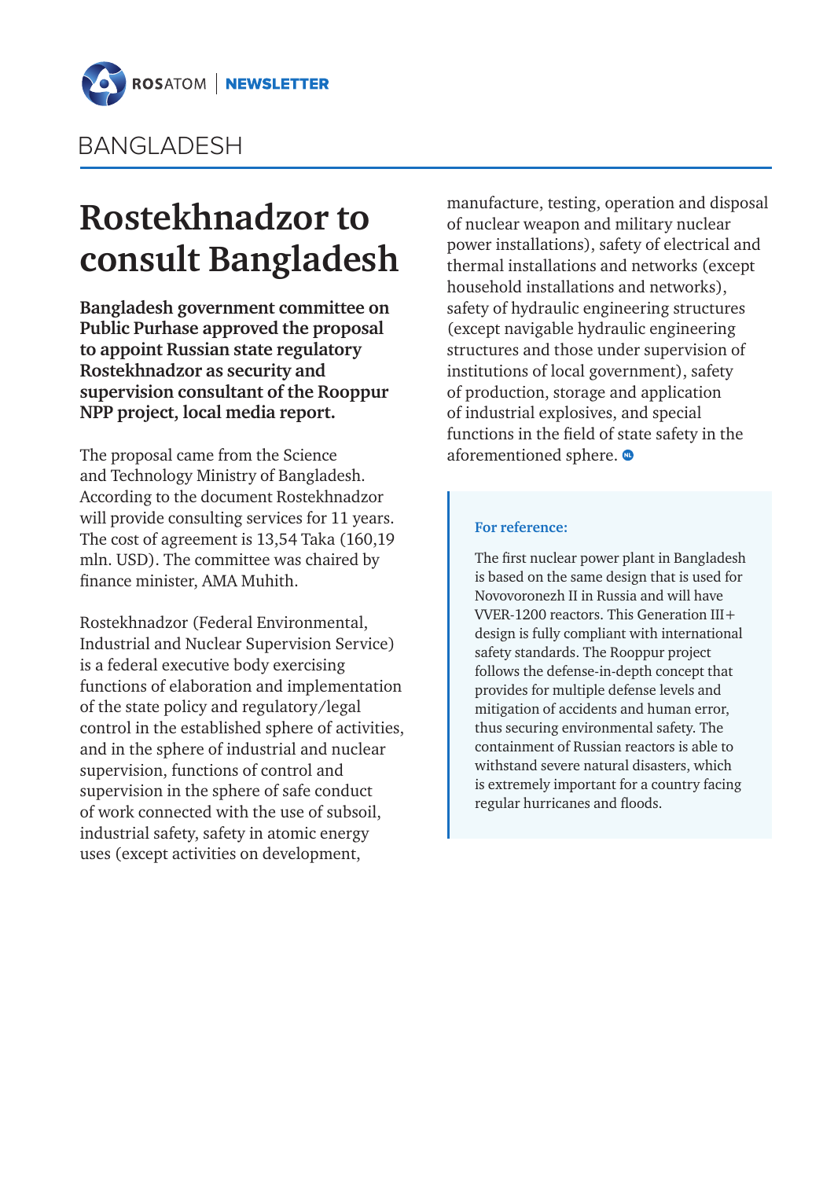BANGLADESH

# Rostekhnadzor to consult Bangladesh

**Bangladesh government committee on Public Purhase approved the proposal to appoint Russian state regulatory Rostekhnadzor as security and supervision consultant of the Rooppur NPP project, local media report.**

The proposal came from the Science and Technology Ministry of Bangladesh. According to the document Rostekhnadzor will provide consulting services for 11 years. The cost of agreement is 13,54 Taka (160,19 mln. USD). The committee was chaired by finance minister, AMA Muhith.

Rostekhnadzor (Federal Environmental, Industrial and Nuclear Supervision Service) is a federal executive body exercising functions of elaboration and implementation of the state policy and regulatory/legal control in the established sphere of activities, and in the sphere of industrial and nuclear supervision, functions of control and supervision in the sphere of safe conduct of work connected with the use of subsoil, industrial safety, safety in atomic energy uses (except activities on development, manufacture, testing, operation and disposal of nuclear weapon and military nuclear power installations), safety of electrical and thermal installations and networks (except household installations and networks), safety of hydraulic engineering structures (except navigable hydraulic engineering structures and those under supervision of institutions of local government), safety of production, storage and application of industrial explosives, and special functions in the field of state safety in the aforementioned sphere.

**For reference:**

The first nuclear power plant in Bangladesh is based on the same design that is used for Novovoronezh II in Russia and will have VVER-1200 reactors. This Generation III+ design is fully compliant with international safety standards. The Rooppur project follows the defense-in-depth concept that provides for multiple defense levels and mitigation of accidents and human error, thus securing environmental safety. The containment of Russian reactors is able to withstand severe natural disasters, which is extremely important for a country facing regular hurricanes and floods.